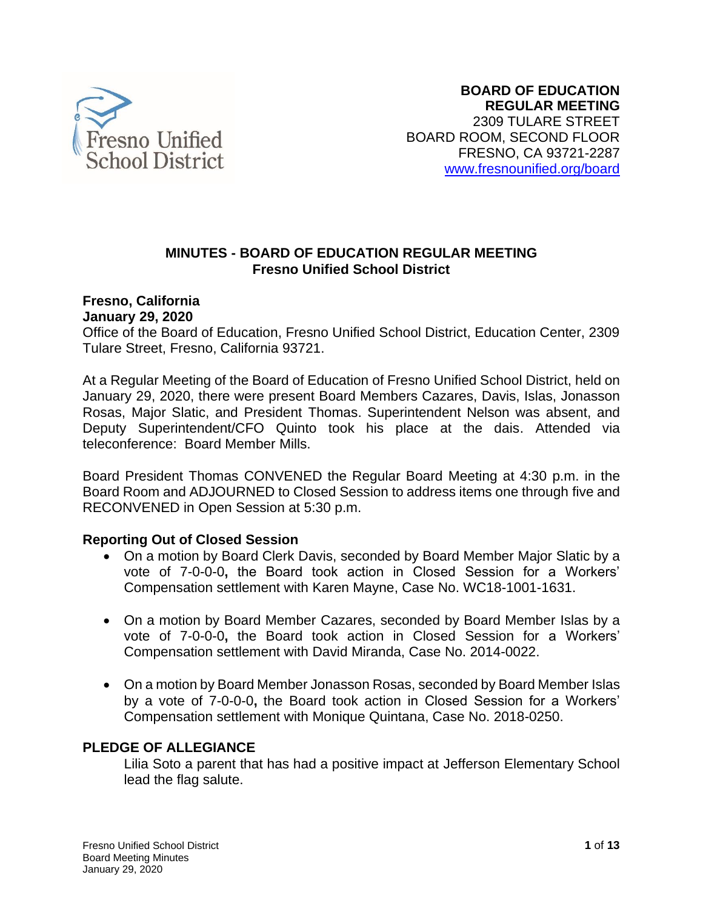**BOARD OF EDUCATION**
**REGULAR MEETING**
2309 TULARE STREET
BOARD ROOM, SECOND FLOOR
FRESNO, CA 93721-2287
www.fresnounified.org/board

## MINUTES - BOARD OF EDUCATION REGULAR MEETING
## Fresno Unified School District

**Fresno, California**
**January 29, 2020**
Office of the Board of Education, Fresno Unified School District, Education Center, 2309 Tulare Street, Fresno, California 93721.

At a Regular Meeting of the Board of Education of Fresno Unified School District, held on January 29, 2020, there were present Board Members Cazares, Davis, Islas, Jonasson Rosas, Major Slatic, and President Thomas. Superintendent Nelson was absent, and Deputy Superintendent/CFO Quinto took his place at the dais. Attended via teleconference: Board Member Mills.

Board President Thomas CONVENED the Regular Board Meeting at 4:30 p.m. in the Board Room and ADJOURNED to Closed Session to address items one through five and RECONVENED in Open Session at 5:30 p.m.

### Reporting Out of Closed Session

- On a motion by Board Clerk Davis, seconded by Board Member Major Slatic by a vote of 7-0-0-0**,** the Board took action in Closed Session for a Workers' Compensation settlement with Karen Mayne, Case No. WC18-1001-1631.
- On a motion by Board Member Cazares, seconded by Board Member Islas by a vote of 7-0-0-0**,** the Board took action in Closed Session for a Workers' Compensation settlement with David Miranda, Case No. 2014-0022.
- On a motion by Board Member Jonasson Rosas, seconded by Board Member Islas by a vote of 7-0-0-0**,** the Board took action in Closed Session for a Workers' Compensation settlement with Monique Quintana, Case No. 2018-0250.

### PLEDGE OF ALLEGIANCE

Lilia Soto a parent that has had a positive impact at Jefferson Elementary School lead the flag salute.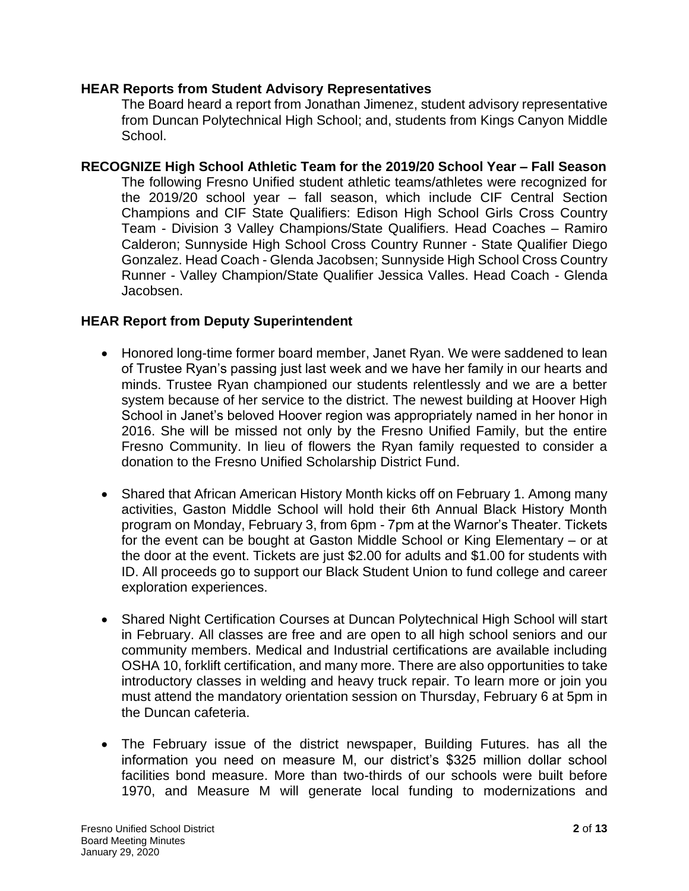**HEAR Reports from Student Advisory Representatives**

The Board heard a report from Jonathan Jimenez, student advisory representative from Duncan Polytechnical High School; and, students from Kings Canyon Middle School.

**RECOGNIZE High School Athletic Team for the 2019/20 School Year – Fall Season**

The following Fresno Unified student athletic teams/athletes were recognized for the 2019/20 school year – fall season, which include CIF Central Section Champions and CIF State Qualifiers: Edison High School Girls Cross Country Team - Division 3 Valley Champions/State Qualifiers. Head Coaches – Ramiro Calderon; Sunnyside High School Cross Country Runner - State Qualifier Diego Gonzalez. Head Coach - Glenda Jacobsen; Sunnyside High School Cross Country Runner - Valley Champion/State Qualifier Jessica Valles. Head Coach - Glenda Jacobsen.

**HEAR Report from Deputy Superintendent**

- Honored long-time former board member, Janet Ryan. We were saddened to lean of Trustee Ryan's passing just last week and we have her family in our hearts and minds. Trustee Ryan championed our students relentlessly and we are a better system because of her service to the district. The newest building at Hoover High School in Janet's beloved Hoover region was appropriately named in her honor in 2016. She will be missed not only by the Fresno Unified Family, but the entire Fresno Community. In lieu of flowers the Ryan family requested to consider a donation to the Fresno Unified Scholarship District Fund.

- Shared that African American History Month kicks off on February 1. Among many activities, Gaston Middle School will hold their 6th Annual Black History Month program on Monday, February 3, from 6pm - 7pm at the Warnor's Theater. Tickets for the event can be bought at Gaston Middle School or King Elementary – or at the door at the event. Tickets are just $2.00 for adults and $1.00 for students with ID. All proceeds go to support our Black Student Union to fund college and career exploration experiences.

- Shared Night Certification Courses at Duncan Polytechnical High School will start in February. All classes are free and are open to all high school seniors and our community members. Medical and Industrial certifications are available including OSHA 10, forklift certification, and many more. There are also opportunities to take introductory classes in welding and heavy truck repair. To learn more or join you must attend the mandatory orientation session on Thursday, February 6 at 5pm in the Duncan cafeteria.

- The February issue of the district newspaper, Building Futures. has all the information you need on measure M, our district's $325 million dollar school facilities bond measure. More than two-thirds of our schools were built before 1970, and Measure M will generate local funding to modernizations and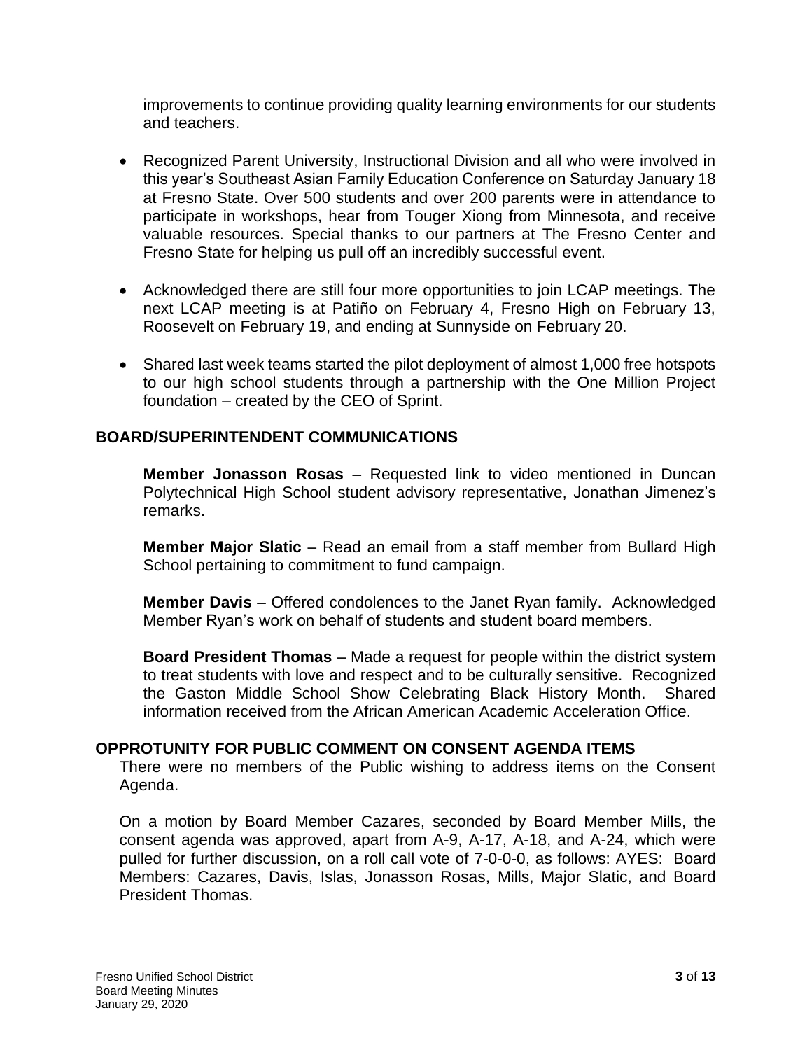improvements to continue providing quality learning environments for our students and teachers.

- Recognized Parent University, Instructional Division and all who were involved in this year's Southeast Asian Family Education Conference on Saturday January 18 at Fresno State. Over 500 students and over 200 parents were in attendance to participate in workshops, hear from Touger Xiong from Minnesota, and receive valuable resources. Special thanks to our partners at The Fresno Center and Fresno State for helping us pull off an incredibly successful event.

- Acknowledged there are still four more opportunities to join LCAP meetings. The next LCAP meeting is at Patiño on February 4, Fresno High on February 13, Roosevelt on February 19, and ending at Sunnyside on February 20.

- Shared last week teams started the pilot deployment of almost 1,000 free hotspots to our high school students through a partnership with the One Million Project foundation – created by the CEO of Sprint.

## BOARD/SUPERINTENDENT COMMUNICATIONS

**Member Jonasson Rosas** – Requested link to video mentioned in Duncan Polytechnical High School student advisory representative, Jonathan Jimenez's remarks.

**Member Major Slatic** – Read an email from a staff member from Bullard High School pertaining to commitment to fund campaign.

**Member Davis** – Offered condolences to the Janet Ryan family. Acknowledged Member Ryan's work on behalf of students and student board members.

**Board President Thomas** – Made a request for people within the district system to treat students with love and respect and to be culturally sensitive. Recognized the Gaston Middle School Show Celebrating Black History Month. Shared information received from the African American Academic Acceleration Office.

## OPPROTUNITY FOR PUBLIC COMMENT ON CONSENT AGENDA ITEMS

There were no members of the Public wishing to address items on the Consent Agenda.

On a motion by Board Member Cazares, seconded by Board Member Mills, the consent agenda was approved, apart from A-9, A-17, A-18, and A-24, which were pulled for further discussion, on a roll call vote of 7-0-0-0, as follows: AYES: Board Members: Cazares, Davis, Islas, Jonasson Rosas, Mills, Major Slatic, and Board President Thomas.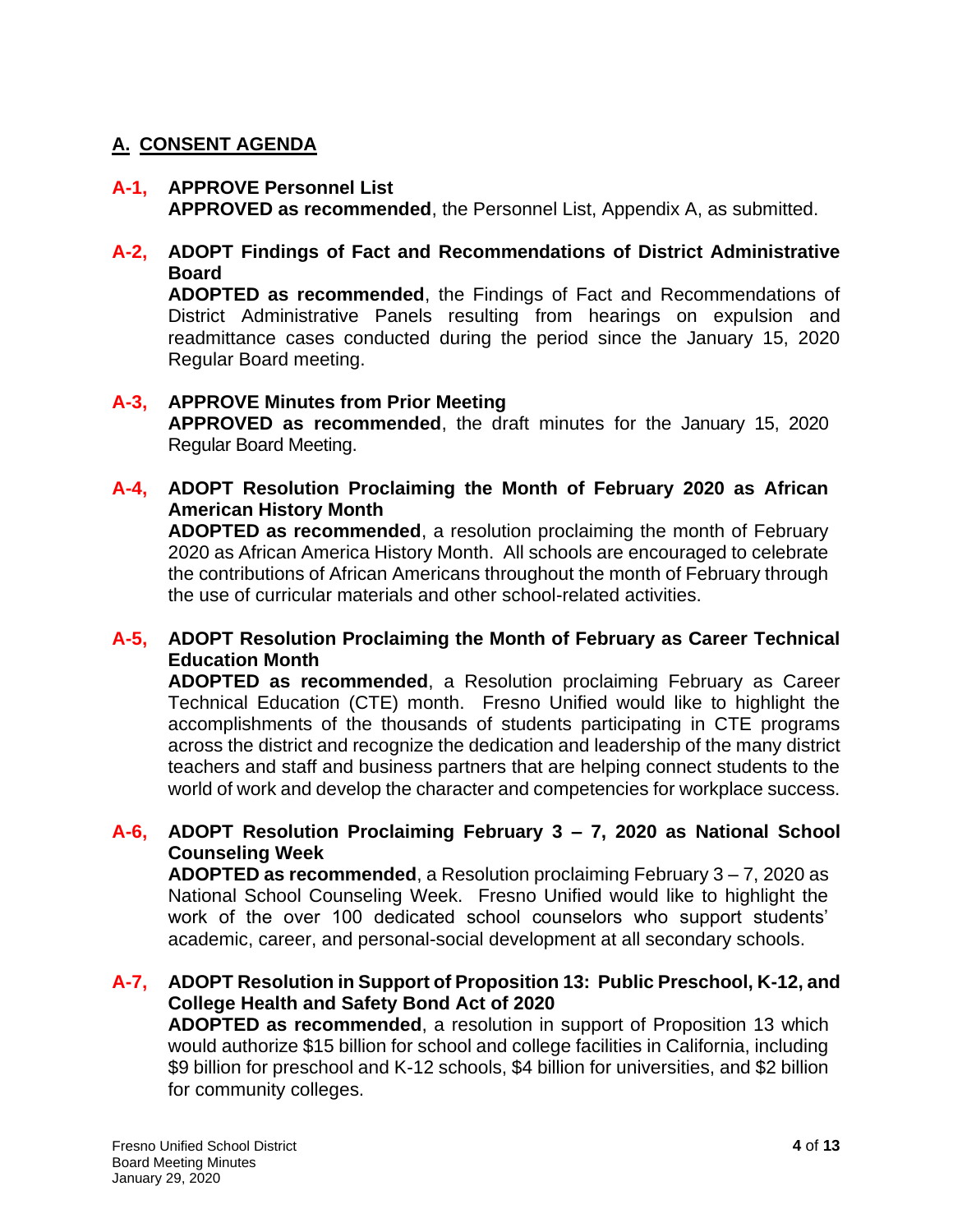## A. CONSENT AGENDA

**A-1, APPROVE Personnel List**
**APPROVED as recommended**, the Personnel List, Appendix A, as submitted.

**A-2, ADOPT Findings of Fact and Recommendations of District Administrative Board**
**ADOPTED as recommended**, the Findings of Fact and Recommendations of District Administrative Panels resulting from hearings on expulsion and readmittance cases conducted during the period since the January 15, 2020 Regular Board meeting.

**A-3, APPROVE Minutes from Prior Meeting**
**APPROVED as recommended**, the draft minutes for the January 15, 2020 Regular Board Meeting.

**A-4, ADOPT Resolution Proclaiming the Month of February 2020 as African American History Month**
**ADOPTED as recommended**, a resolution proclaiming the month of February 2020 as African America History Month. All schools are encouraged to celebrate the contributions of African Americans throughout the month of February through the use of curricular materials and other school-related activities.

**A-5, ADOPT Resolution Proclaiming the Month of February as Career Technical Education Month**
**ADOPTED as recommended**, a Resolution proclaiming February as Career Technical Education (CTE) month. Fresno Unified would like to highlight the accomplishments of the thousands of students participating in CTE programs across the district and recognize the dedication and leadership of the many district teachers and staff and business partners that are helping connect students to the world of work and develop the character and competencies for workplace success.

**A-6, ADOPT Resolution Proclaiming February 3 – 7, 2020 as National School Counseling Week**
**ADOPTED as recommended**, a Resolution proclaiming February 3 – 7, 2020 as National School Counseling Week. Fresno Unified would like to highlight the work of the over 100 dedicated school counselors who support students' academic, career, and personal-social development at all secondary schools.

**A-7, ADOPT Resolution in Support of Proposition 13: Public Preschool, K-12, and College Health and Safety Bond Act of 2020**
**ADOPTED as recommended**, a resolution in support of Proposition 13 which would authorize $15 billion for school and college facilities in California, including $9 billion for preschool and K-12 schools, $4 billion for universities, and $2 billion for community colleges.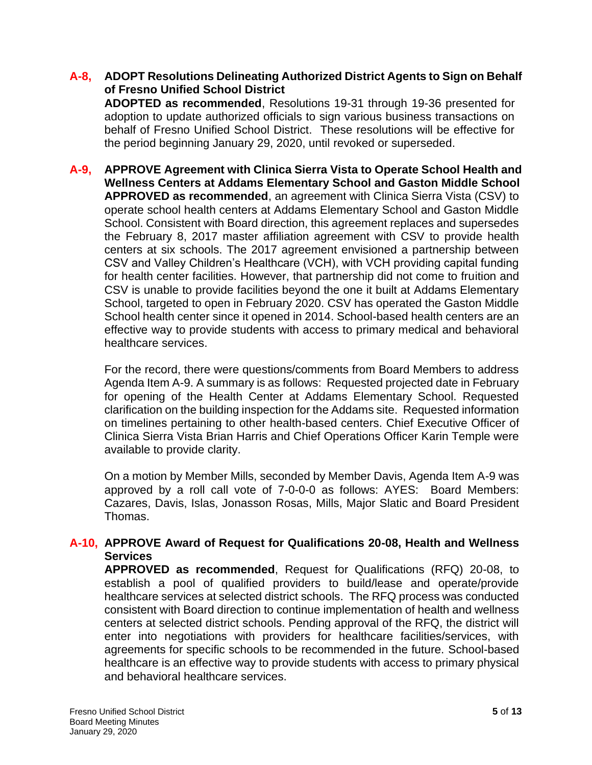**A-8, ADOPT Resolutions Delineating Authorized District Agents to Sign on Behalf of Fresno Unified School District**

**ADOPTED as recommended**, Resolutions 19-31 through 19-36 presented for adoption to update authorized officials to sign various business transactions on behalf of Fresno Unified School District. These resolutions will be effective for the period beginning January 29, 2020, until revoked or superseded.

**A-9, APPROVE Agreement with Clinica Sierra Vista to Operate School Health and Wellness Centers at Addams Elementary School and Gaston Middle School**

**APPROVED as recommended**, an agreement with Clinica Sierra Vista (CSV) to operate school health centers at Addams Elementary School and Gaston Middle School. Consistent with Board direction, this agreement replaces and supersedes the February 8, 2017 master affiliation agreement with CSV to provide health centers at six schools. The 2017 agreement envisioned a partnership between CSV and Valley Children's Healthcare (VCH), with VCH providing capital funding for health center facilities. However, that partnership did not come to fruition and CSV is unable to provide facilities beyond the one it built at Addams Elementary School, targeted to open in February 2020. CSV has operated the Gaston Middle School health center since it opened in 2014. School-based health centers are an effective way to provide students with access to primary medical and behavioral healthcare services.

For the record, there were questions/comments from Board Members to address Agenda Item A-9. A summary is as follows: Requested projected date in February for opening of the Health Center at Addams Elementary School. Requested clarification on the building inspection for the Addams site. Requested information on timelines pertaining to other health-based centers. Chief Executive Officer of Clinica Sierra Vista Brian Harris and Chief Operations Officer Karin Temple were available to provide clarity.

On a motion by Member Mills, seconded by Member Davis, Agenda Item A-9 was approved by a roll call vote of 7-0-0-0 as follows: AYES: Board Members: Cazares, Davis, Islas, Jonasson Rosas, Mills, Major Slatic and Board President Thomas.

**A-10, APPROVE Award of Request for Qualifications 20-08, Health and Wellness Services**

**APPROVED as recommended**, Request for Qualifications (RFQ) 20-08, to establish a pool of qualified providers to build/lease and operate/provide healthcare services at selected district schools. The RFQ process was conducted consistent with Board direction to continue implementation of health and wellness centers at selected district schools. Pending approval of the RFQ, the district will enter into negotiations with providers for healthcare facilities/services, with agreements for specific schools to be recommended in the future. School-based healthcare is an effective way to provide students with access to primary physical and behavioral healthcare services.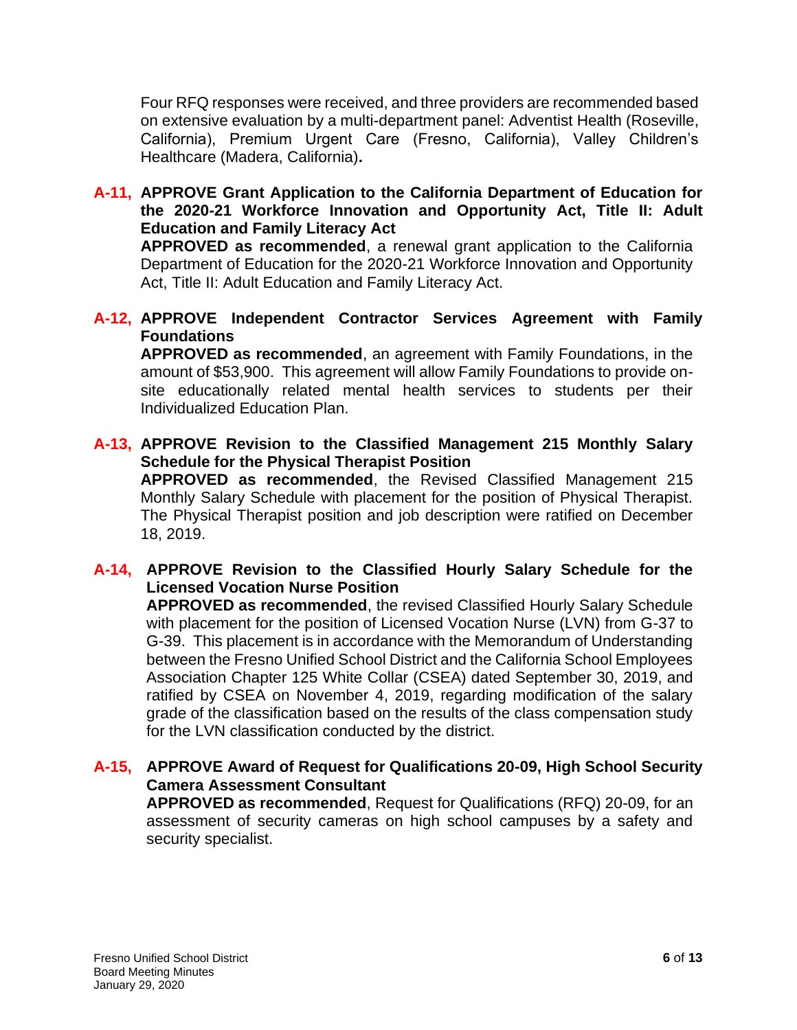Four RFQ responses were received, and three providers are recommended based on extensive evaluation by a multi-department panel: Adventist Health (Roseville, California), Premium Urgent Care (Fresno, California), Valley Children's Healthcare (Madera, California)**.**

**A-11, APPROVE Grant Application to the California Department of Education for the 2020-21 Workforce Innovation and Opportunity Act, Title II: Adult Education and Family Literacy Act**

**APPROVED as recommended**, a renewal grant application to the California Department of Education for the 2020-21 Workforce Innovation and Opportunity Act, Title II: Adult Education and Family Literacy Act.

**A-12, APPROVE Independent Contractor Services Agreement with Family Foundations**

**APPROVED as recommended**, an agreement with Family Foundations, in the amount of $53,900. This agreement will allow Family Foundations to provide on-site educationally related mental health services to students per their Individualized Education Plan.

**A-13, APPROVE Revision to the Classified Management 215 Monthly Salary Schedule for the Physical Therapist Position**

**APPROVED as recommended**, the Revised Classified Management 215 Monthly Salary Schedule with placement for the position of Physical Therapist. The Physical Therapist position and job description were ratified on December 18, 2019.

**A-14, APPROVE Revision to the Classified Hourly Salary Schedule for the Licensed Vocation Nurse Position**

**APPROVED as recommended**, the revised Classified Hourly Salary Schedule with placement for the position of Licensed Vocation Nurse (LVN) from G-37 to G-39. This placement is in accordance with the Memorandum of Understanding between the Fresno Unified School District and the California School Employees Association Chapter 125 White Collar (CSEA) dated September 30, 2019, and ratified by CSEA on November 4, 2019, regarding modification of the salary grade of the classification based on the results of the class compensation study for the LVN classification conducted by the district.

**A-15, APPROVE Award of Request for Qualifications 20-09, High School Security Camera Assessment Consultant**

**APPROVED as recommended**, Request for Qualifications (RFQ) 20-09, for an assessment of security cameras on high school campuses by a safety and security specialist.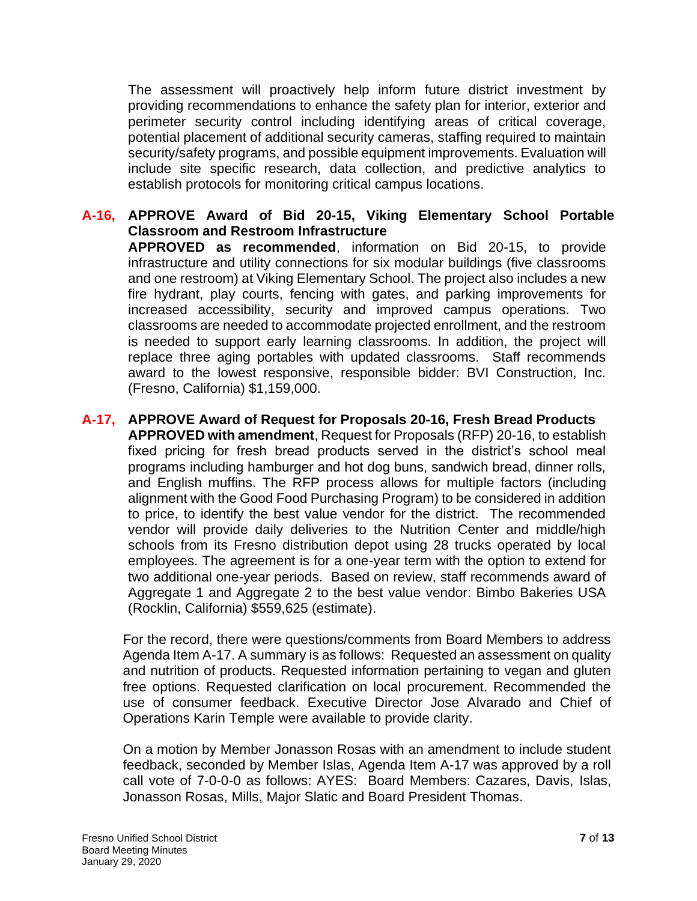The assessment will proactively help inform future district investment by providing recommendations to enhance the safety plan for interior, exterior and perimeter security control including identifying areas of critical coverage, potential placement of additional security cameras, staffing required to maintain security/safety programs, and possible equipment improvements. Evaluation will include site specific research, data collection, and predictive analytics to establish protocols for monitoring critical campus locations.

**A-16, APPROVE Award of Bid 20-15, Viking Elementary School Portable Classroom and Restroom Infrastructure**

**APPROVED as recommended**, information on Bid 20-15, to provide infrastructure and utility connections for six modular buildings (five classrooms and one restroom) at Viking Elementary School. The project also includes a new fire hydrant, play courts, fencing with gates, and parking improvements for increased accessibility, security and improved campus operations. Two classrooms are needed to accommodate projected enrollment, and the restroom is needed to support early learning classrooms. In addition, the project will replace three aging portables with updated classrooms. Staff recommends award to the lowest responsive, responsible bidder: BVI Construction, Inc. (Fresno, California) $1,159,000.

**A-17, APPROVE Award of Request for Proposals 20-16, Fresh Bread Products**

**APPROVED with amendment**, Request for Proposals (RFP) 20-16, to establish fixed pricing for fresh bread products served in the district's school meal programs including hamburger and hot dog buns, sandwich bread, dinner rolls, and English muffins. The RFP process allows for multiple factors (including alignment with the Good Food Purchasing Program) to be considered in addition to price, to identify the best value vendor for the district. The recommended vendor will provide daily deliveries to the Nutrition Center and middle/high schools from its Fresno distribution depot using 28 trucks operated by local employees. The agreement is for a one-year term with the option to extend for two additional one-year periods. Based on review, staff recommends award of Aggregate 1 and Aggregate 2 to the best value vendor: Bimbo Bakeries USA (Rocklin, California) $559,625 (estimate).

For the record, there were questions/comments from Board Members to address Agenda Item A-17. A summary is as follows: Requested an assessment on quality and nutrition of products. Requested information pertaining to vegan and gluten free options. Requested clarification on local procurement. Recommended the use of consumer feedback. Executive Director Jose Alvarado and Chief of Operations Karin Temple were available to provide clarity.

On a motion by Member Jonasson Rosas with an amendment to include student feedback, seconded by Member Islas, Agenda Item A-17 was approved by a roll call vote of 7-0-0-0 as follows: AYES: Board Members: Cazares, Davis, Islas, Jonasson Rosas, Mills, Major Slatic and Board President Thomas.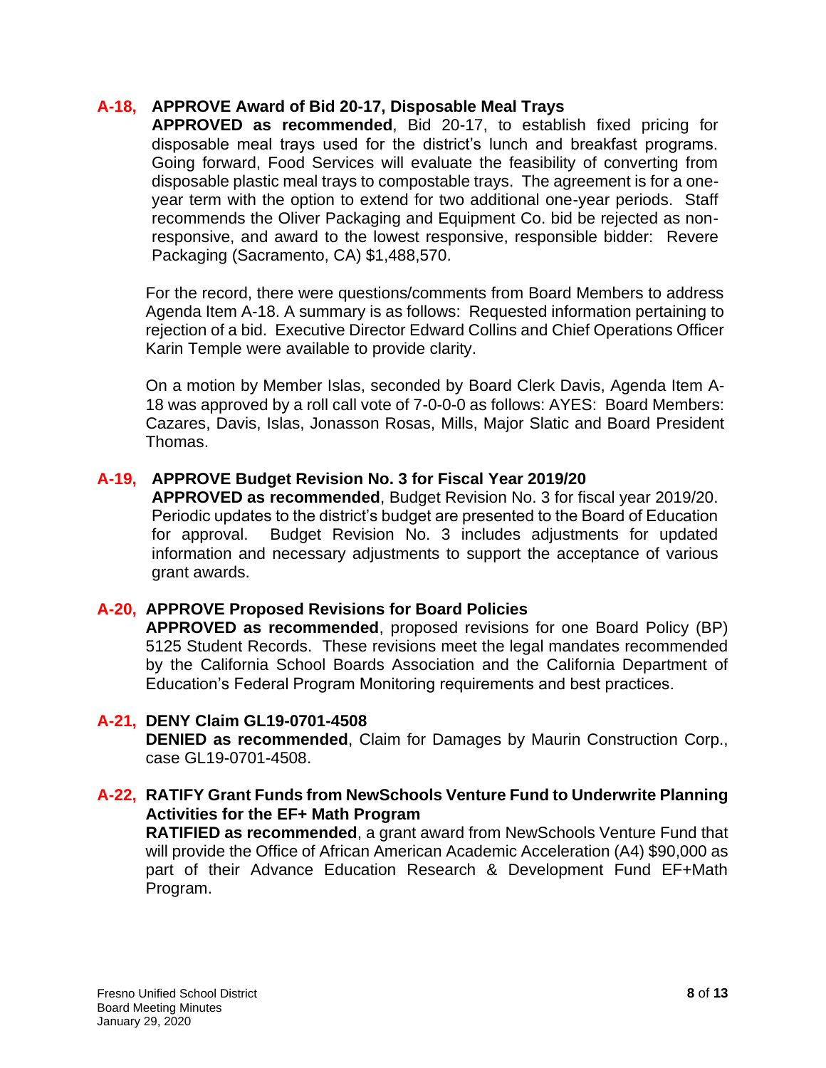### A-18, APPROVE Award of Bid 20-17, Disposable Meal Trays

**APPROVED as recommended**, Bid 20-17, to establish fixed pricing for disposable meal trays used for the district's lunch and breakfast programs. Going forward, Food Services will evaluate the feasibility of converting from disposable plastic meal trays to compostable trays. The agreement is for a one-year term with the option to extend for two additional one-year periods. Staff recommends the Oliver Packaging and Equipment Co. bid be rejected as non-responsive, and award to the lowest responsive, responsible bidder: Revere Packaging (Sacramento, CA) $1,488,570.

For the record, there were questions/comments from Board Members to address Agenda Item A-18. A summary is as follows: Requested information pertaining to rejection of a bid. Executive Director Edward Collins and Chief Operations Officer Karin Temple were available to provide clarity.

On a motion by Member Islas, seconded by Board Clerk Davis, Agenda Item A-18 was approved by a roll call vote of 7-0-0-0 as follows: AYES: Board Members: Cazares, Davis, Islas, Jonasson Rosas, Mills, Major Slatic and Board President Thomas.

### A-19, APPROVE Budget Revision No. 3 for Fiscal Year 2019/20

**APPROVED as recommended**, Budget Revision No. 3 for fiscal year 2019/20. Periodic updates to the district's budget are presented to the Board of Education for approval. Budget Revision No. 3 includes adjustments for updated information and necessary adjustments to support the acceptance of various grant awards.

### A-20, APPROVE Proposed Revisions for Board Policies

**APPROVED as recommended**, proposed revisions for one Board Policy (BP) 5125 Student Records. These revisions meet the legal mandates recommended by the California School Boards Association and the California Department of Education's Federal Program Monitoring requirements and best practices.

### A-21, DENY Claim GL19-0701-4508

**DENIED as recommended**, Claim for Damages by Maurin Construction Corp., case GL19-0701-4508.

### A-22, RATIFY Grant Funds from NewSchools Venture Fund to Underwrite Planning Activities for the EF+ Math Program

**RATIFIED as recommended**, a grant award from NewSchools Venture Fund that will provide the Office of African American Academic Acceleration (A4) $90,000 as part of their Advance Education Research & Development Fund EF+Math Program.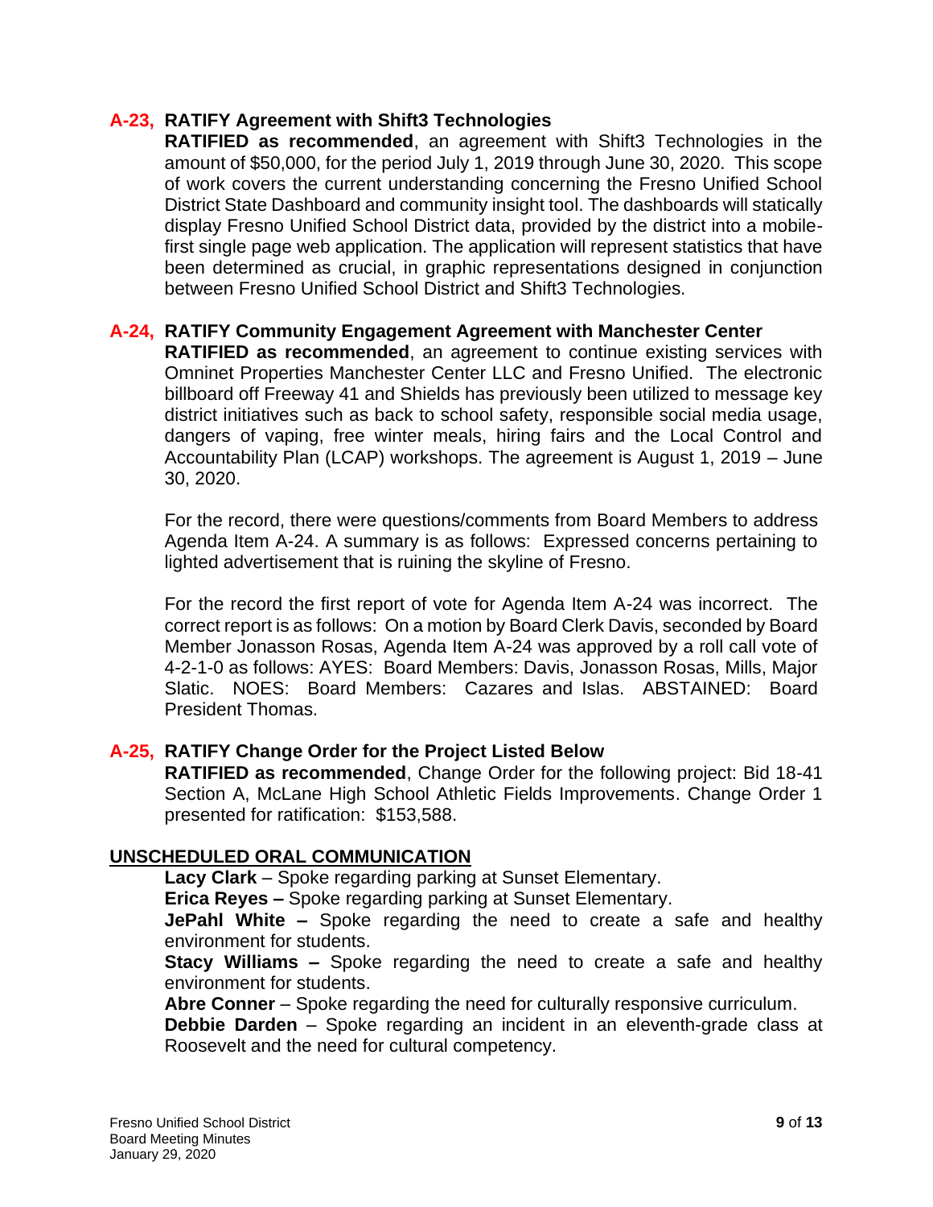**A-23, RATIFY Agreement with Shift3 Technologies**

**RATIFIED as recommended**, an agreement with Shift3 Technologies in the amount of $50,000, for the period July 1, 2019 through June 30, 2020. This scope of work covers the current understanding concerning the Fresno Unified School District State Dashboard and community insight tool. The dashboards will statically display Fresno Unified School District data, provided by the district into a mobile-first single page web application. The application will represent statistics that have been determined as crucial, in graphic representations designed in conjunction between Fresno Unified School District and Shift3 Technologies.

**A-24, RATIFY Community Engagement Agreement with Manchester Center**

**RATIFIED as recommended**, an agreement to continue existing services with Omninet Properties Manchester Center LLC and Fresno Unified. The electronic billboard off Freeway 41 and Shields has previously been utilized to message key district initiatives such as back to school safety, responsible social media usage, dangers of vaping, free winter meals, hiring fairs and the Local Control and Accountability Plan (LCAP) workshops. The agreement is August 1, 2019 – June 30, 2020.

For the record, there were questions/comments from Board Members to address Agenda Item A-24. A summary is as follows: Expressed concerns pertaining to lighted advertisement that is ruining the skyline of Fresno.

For the record the first report of vote for Agenda Item A-24 was incorrect. The correct report is as follows: On a motion by Board Clerk Davis, seconded by Board Member Jonasson Rosas, Agenda Item A-24 was approved by a roll call vote of 4-2-1-0 as follows: AYES: Board Members: Davis, Jonasson Rosas, Mills, Major Slatic. NOES: Board Members: Cazares and Islas. ABSTAINED: Board President Thomas.

**A-25, RATIFY Change Order for the Project Listed Below**

**RATIFIED as recommended**, Change Order for the following project: Bid 18-41 Section A, McLane High School Athletic Fields Improvements. Change Order 1 presented for ratification: $153,588.

**UNSCHEDULED ORAL COMMUNICATION**

**Lacy Clark** – Spoke regarding parking at Sunset Elementary.

**Erica Reyes –** Spoke regarding parking at Sunset Elementary.

**JePahl White –** Spoke regarding the need to create a safe and healthy environment for students.

**Stacy Williams –** Spoke regarding the need to create a safe and healthy environment for students.

**Abre Conner** – Spoke regarding the need for culturally responsive curriculum.

**Debbie Darden** – Spoke regarding an incident in an eleventh-grade class at Roosevelt and the need for cultural competency.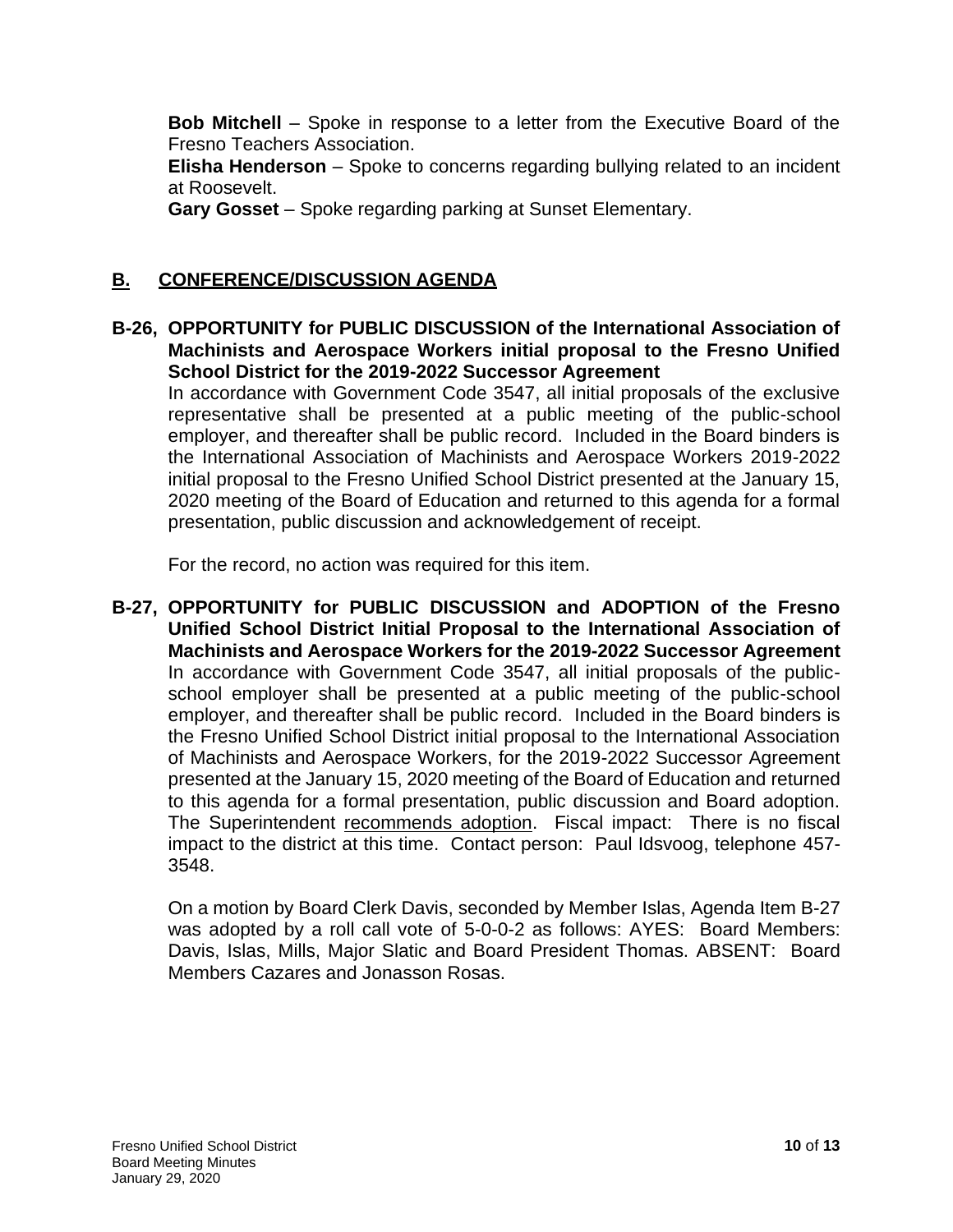**Bob Mitchell** – Spoke in response to a letter from the Executive Board of the Fresno Teachers Association.

**Elisha Henderson** – Spoke to concerns regarding bullying related to an incident at Roosevelt.

**Gary Gosset** – Spoke regarding parking at Sunset Elementary.

## B. CONFERENCE/DISCUSSION AGENDA

**B-26, OPPORTUNITY for PUBLIC DISCUSSION of the International Association of Machinists and Aerospace Workers initial proposal to the Fresno Unified School District for the 2019-2022 Successor Agreement**

In accordance with Government Code 3547, all initial proposals of the exclusive representative shall be presented at a public meeting of the public-school employer, and thereafter shall be public record. Included in the Board binders is the International Association of Machinists and Aerospace Workers 2019-2022 initial proposal to the Fresno Unified School District presented at the January 15, 2020 meeting of the Board of Education and returned to this agenda for a formal presentation, public discussion and acknowledgement of receipt.

For the record, no action was required for this item.

**B-27, OPPORTUNITY for PUBLIC DISCUSSION and ADOPTION of the Fresno Unified School District Initial Proposal to the International Association of Machinists and Aerospace Workers for the 2019-2022 Successor Agreement**

In accordance with Government Code 3547, all initial proposals of the public-school employer shall be presented at a public meeting of the public-school employer, and thereafter shall be public record. Included in the Board binders is the Fresno Unified School District initial proposal to the International Association of Machinists and Aerospace Workers, for the 2019-2022 Successor Agreement presented at the January 15, 2020 meeting of the Board of Education and returned to this agenda for a formal presentation, public discussion and Board adoption. The Superintendent recommends adoption. Fiscal impact: There is no fiscal impact to the district at this time. Contact person: Paul Idsvoog, telephone 457-3548.

On a motion by Board Clerk Davis, seconded by Member Islas, Agenda Item B-27 was adopted by a roll call vote of 5-0-0-2 as follows: AYES: Board Members: Davis, Islas, Mills, Major Slatic and Board President Thomas. ABSENT: Board Members Cazares and Jonasson Rosas.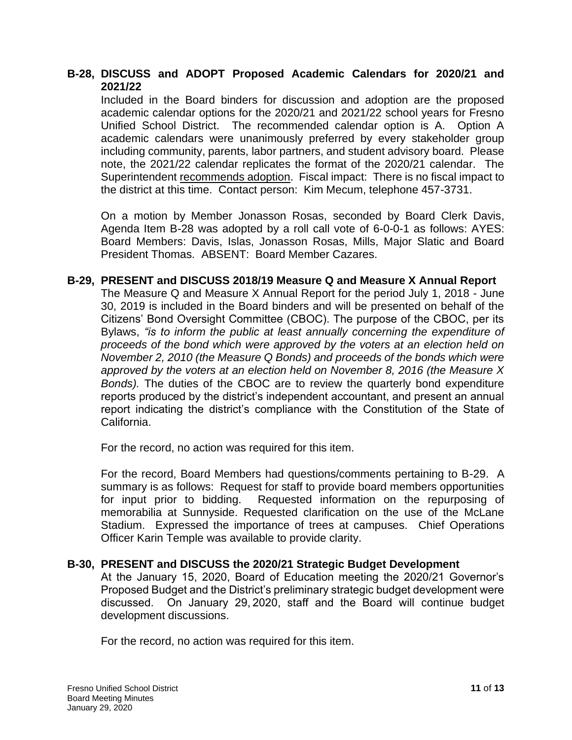**B-28, DISCUSS and ADOPT Proposed Academic Calendars for 2020/21 and 2021/22**

Included in the Board binders for discussion and adoption are the proposed academic calendar options for the 2020/21 and 2021/22 school years for Fresno Unified School District. The recommended calendar option is A. Option A academic calendars were unanimously preferred by every stakeholder group including community, parents, labor partners, and student advisory board. Please note, the 2021/22 calendar replicates the format of the 2020/21 calendar. The Superintendent recommends adoption. Fiscal impact: There is no fiscal impact to the district at this time. Contact person: Kim Mecum, telephone 457-3731.

On a motion by Member Jonasson Rosas, seconded by Board Clerk Davis, Agenda Item B-28 was adopted by a roll call vote of 6-0-0-1 as follows: AYES: Board Members: Davis, Islas, Jonasson Rosas, Mills, Major Slatic and Board President Thomas. ABSENT: Board Member Cazares.

**B-29, PRESENT and DISCUSS 2018/19 Measure Q and Measure X Annual Report**

The Measure Q and Measure X Annual Report for the period July 1, 2018 - June 30, 2019 is included in the Board binders and will be presented on behalf of the Citizens' Bond Oversight Committee (CBOC). The purpose of the CBOC, per its Bylaws, *"is to inform the public at least annually concerning the expenditure of proceeds of the bond which were approved by the voters at an election held on November 2, 2010 (the Measure Q Bonds) and proceeds of the bonds which were approved by the voters at an election held on November 8, 2016 (the Measure X Bonds).* The duties of the CBOC are to review the quarterly bond expenditure reports produced by the district's independent accountant, and present an annual report indicating the district's compliance with the Constitution of the State of California.

For the record, no action was required for this item.

For the record, Board Members had questions/comments pertaining to B-29. A summary is as follows: Request for staff to provide board members opportunities for input prior to bidding. Requested information on the repurposing of memorabilia at Sunnyside. Requested clarification on the use of the McLane Stadium. Expressed the importance of trees at campuses. Chief Operations Officer Karin Temple was available to provide clarity.

**B-30, PRESENT and DISCUSS the 2020/21 Strategic Budget Development**

At the January 15, 2020, Board of Education meeting the 2020/21 Governor's Proposed Budget and the District's preliminary strategic budget development were discussed. On January 29, 2020, staff and the Board will continue budget development discussions.

For the record, no action was required for this item.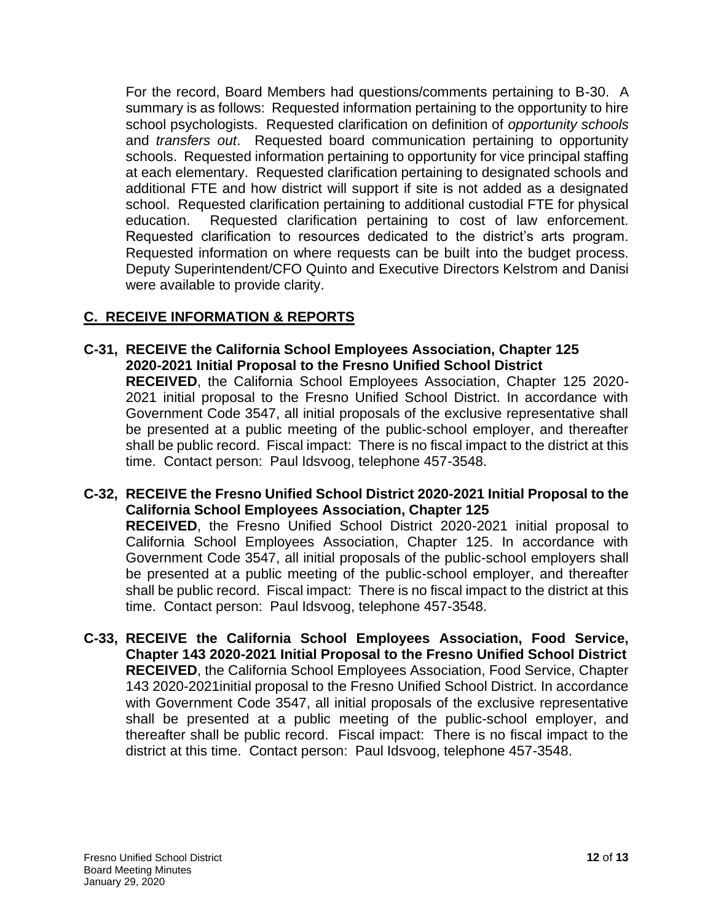For the record, Board Members had questions/comments pertaining to B-30. A summary is as follows: Requested information pertaining to the opportunity to hire school psychologists. Requested clarification on definition of *opportunity schools* and *transfers out*. Requested board communication pertaining to opportunity schools. Requested information pertaining to opportunity for vice principal staffing at each elementary. Requested clarification pertaining to designated schools and additional FTE and how district will support if site is not added as a designated school. Requested clarification pertaining to additional custodial FTE for physical education. Requested clarification pertaining to cost of law enforcement. Requested clarification to resources dedicated to the district's arts program. Requested information on where requests can be built into the budget process. Deputy Superintendent/CFO Quinto and Executive Directors Kelstrom and Danisi were available to provide clarity.

## C. RECEIVE INFORMATION & REPORTS

**C-31, RECEIVE the California School Employees Association, Chapter 125 2020-2021 Initial Proposal to the Fresno Unified School District**

**RECEIVED**, the California School Employees Association, Chapter 125 2020-2021 initial proposal to the Fresno Unified School District. In accordance with Government Code 3547, all initial proposals of the exclusive representative shall be presented at a public meeting of the public-school employer, and thereafter shall be public record. Fiscal impact: There is no fiscal impact to the district at this time. Contact person: Paul Idsvoog, telephone 457-3548.

**C-32, RECEIVE the Fresno Unified School District 2020-2021 Initial Proposal to the California School Employees Association, Chapter 125**

**RECEIVED**, the Fresno Unified School District 2020-2021 initial proposal to California School Employees Association, Chapter 125. In accordance with Government Code 3547, all initial proposals of the public-school employers shall be presented at a public meeting of the public-school employer, and thereafter shall be public record. Fiscal impact: There is no fiscal impact to the district at this time. Contact person: Paul Idsvoog, telephone 457-3548.

**C-33, RECEIVE the California School Employees Association, Food Service, Chapter 143 2020-2021 Initial Proposal to the Fresno Unified School District**

**RECEIVED**, the California School Employees Association, Food Service, Chapter 143 2020-2021initial proposal to the Fresno Unified School District. In accordance with Government Code 3547, all initial proposals of the exclusive representative shall be presented at a public meeting of the public-school employer, and thereafter shall be public record. Fiscal impact: There is no fiscal impact to the district at this time. Contact person: Paul Idsvoog, telephone 457-3548.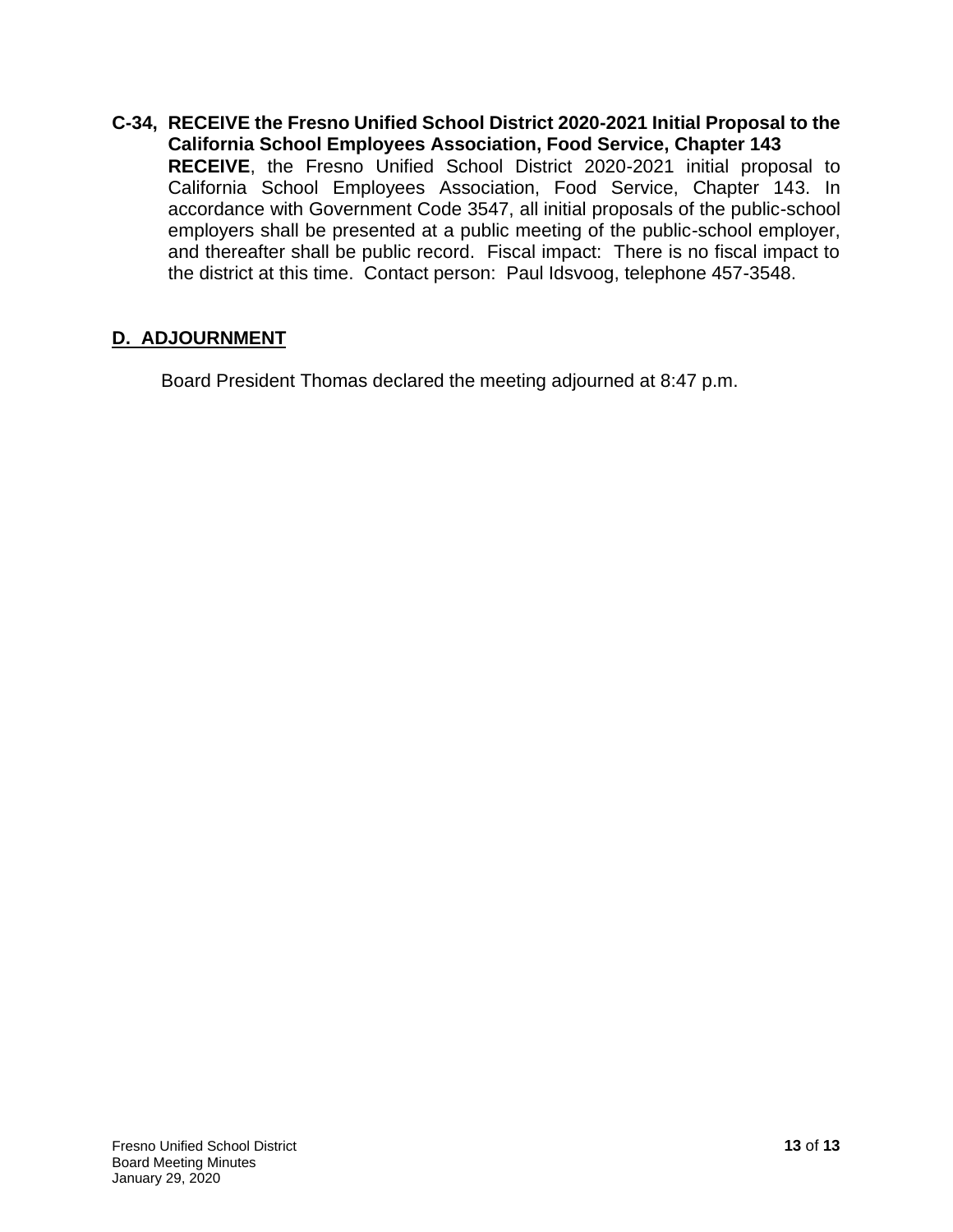**C-34, RECEIVE the Fresno Unified School District 2020-2021 Initial Proposal to the California School Employees Association, Food Service, Chapter 143**

**RECEIVE**, the Fresno Unified School District 2020-2021 initial proposal to California School Employees Association, Food Service, Chapter 143. In accordance with Government Code 3547, all initial proposals of the public-school employers shall be presented at a public meeting of the public-school employer, and thereafter shall be public record. Fiscal impact: There is no fiscal impact to the district at this time. Contact person: Paul Idsvoog, telephone 457-3548.

## D. ADJOURNMENT

Board President Thomas declared the meeting adjourned at 8:47 p.m.